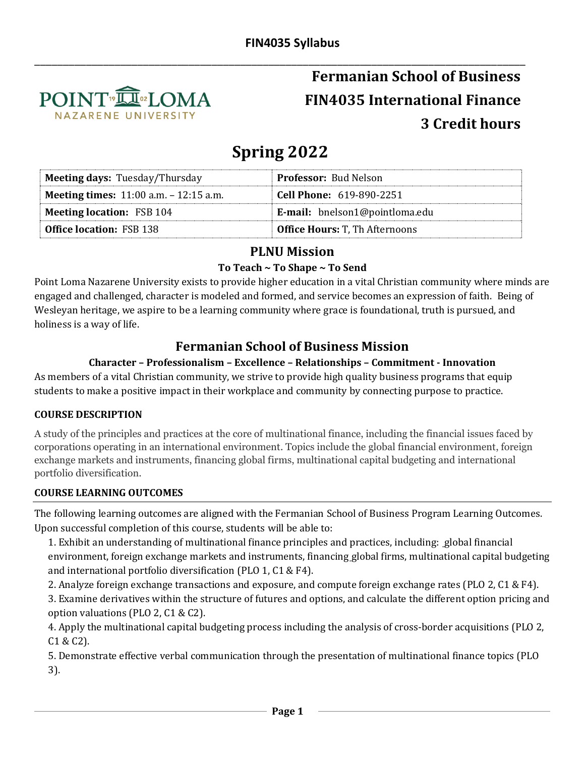# FIN4035 Syllabus

# Fermanian School of Business
# FIN4035 International Finance
# 3 Credit hours

# Spring 2022

| **Meeting days:** Tuesday/Thursday | **Professor:** Bud Nelson |
|---|---|
| **Meeting times:** 11:00 a.m. – 12:15 a.m. | **Cell Phone:** 619-890-2251 |
| **Meeting location:** FSB 104 | **E-mail:** bnelson1@pointloma.edu |
| **Office location:** FSB 138 | **Office Hours:** T, Th Afternoons |

## PLNU Mission

### To Teach ~ To Shape ~ To Send

Point Loma Nazarene University exists to provide higher education in a vital Christian community where minds are engaged and challenged, character is modeled and formed, and service becomes an expression of faith. Being of Wesleyan heritage, we aspire to be a learning community where grace is foundational, truth is pursued, and holiness is a way of life.

## Fermanian School of Business Mission

### Character – Professionalism – Excellence – Relationships – Commitment - Innovation

As members of a vital Christian community, we strive to provide high quality business programs that equip students to make a positive impact in their workplace and community by connecting purpose to practice.

### COURSE DESCRIPTION

A study of the principles and practices at the core of multinational finance, including the financial issues faced by corporations operating in an international environment. Topics include the global financial environment, foreign exchange markets and instruments, financing global firms, multinational capital budgeting and international portfolio diversification.

### COURSE LEARNING OUTCOMES

The following learning outcomes are aligned with the Fermanian School of Business Program Learning Outcomes. Upon successful completion of this course, students will be able to:

1. Exhibit an understanding of multinational finance principles and practices, including: global financial environment, foreign exchange markets and instruments, financing global firms, multinational capital budgeting and international portfolio diversification (PLO 1, C1 & F4).
2. Analyze foreign exchange transactions and exposure, and compute foreign exchange rates (PLO 2, C1 & F4).
3. Examine derivatives within the structure of futures and options, and calculate the different option pricing and option valuations (PLO 2, C1 & C2).
4. Apply the multinational capital budgeting process including the analysis of cross-border acquisitions (PLO 2, C1 & C2).
5. Demonstrate effective verbal communication through the presentation of multinational finance topics (PLO 3).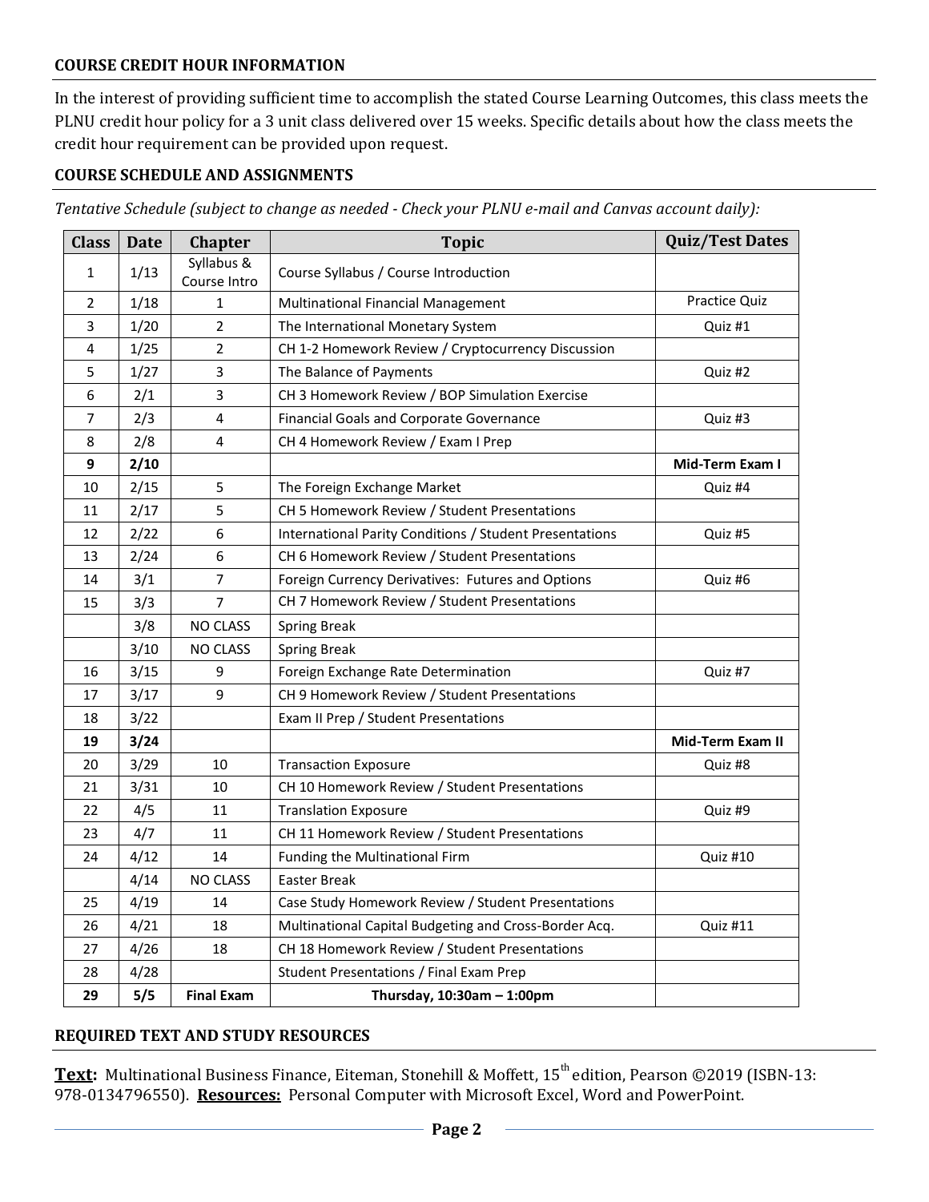### COURSE CREDIT HOUR INFORMATION

In the interest of providing sufficient time to accomplish the stated Course Learning Outcomes, this class meets the PLNU credit hour policy for a 3 unit class delivered over 15 weeks. Specific details about how the class meets the credit hour requirement can be provided upon request.

### COURSE SCHEDULE AND ASSIGNMENTS

*Tentative Schedule (subject to change as needed - Check your PLNU e-mail and Canvas account daily):*

| Class | Date | Chapter | Topic | Quiz/Test Dates |
|---|---|---|---|---|
| 1 | 1/13 | Syllabus & Course Intro | Course Syllabus / Course Introduction | |
| 2 | 1/18 | 1 | Multinational Financial Management | Practice Quiz |
| 3 | 1/20 | 2 | The International Monetary System | Quiz #1 |
| 4 | 1/25 | 2 | CH 1-2 Homework Review / Cryptocurrency Discussion | |
| 5 | 1/27 | 3 | The Balance of Payments | Quiz #2 |
| 6 | 2/1 | 3 | CH 3 Homework Review / BOP Simulation Exercise | |
| 7 | 2/3 | 4 | Financial Goals and Corporate Governance | Quiz #3 |
| 8 | 2/8 | 4 | CH 4 Homework Review / Exam I Prep | |
| **9** | **2/10** | | | **Mid-Term Exam I** |
| 10 | 2/15 | 5 | The Foreign Exchange Market | Quiz #4 |
| 11 | 2/17 | 5 | CH 5 Homework Review / Student Presentations | |
| 12 | 2/22 | 6 | International Parity Conditions / Student Presentations | Quiz #5 |
| 13 | 2/24 | 6 | CH 6 Homework Review / Student Presentations | |
| 14 | 3/1 | 7 | Foreign Currency Derivatives: Futures and Options | Quiz #6 |
| 15 | 3/3 | 7 | CH 7 Homework Review / Student Presentations | |
| | 3/8 | NO CLASS | Spring Break | |
| | 3/10 | NO CLASS | Spring Break | |
| 16 | 3/15 | 9 | Foreign Exchange Rate Determination | Quiz #7 |
| 17 | 3/17 | 9 | CH 9 Homework Review / Student Presentations | |
| 18 | 3/22 | | Exam II Prep / Student Presentations | |
| **19** | **3/24** | | | **Mid-Term Exam II** |
| 20 | 3/29 | 10 | Transaction Exposure | Quiz #8 |
| 21 | 3/31 | 10 | CH 10 Homework Review / Student Presentations | |
| 22 | 4/5 | 11 | Translation Exposure | Quiz #9 |
| 23 | 4/7 | 11 | CH 11 Homework Review / Student Presentations | |
| 24 | 4/12 | 14 | Funding the Multinational Firm | Quiz #10 |
| | 4/14 | NO CLASS | Easter Break | |
| 25 | 4/19 | 14 | Case Study Homework Review / Student Presentations | |
| 26 | 4/21 | 18 | Multinational Capital Budgeting and Cross-Border Acq. | Quiz #11 |
| 27 | 4/26 | 18 | CH 18 Homework Review / Student Presentations | |
| 28 | 4/28 | | Student Presentations / Final Exam Prep | |
| **29** | **5/5** | **Final Exam** | **Thursday, 10:30am – 1:00pm** | |

### REQUIRED TEXT AND STUDY RESOURCES

**Text:** Multinational Business Finance, Eiteman, Stonehill & Moffett, 15th edition, Pearson ©2019 (ISBN-13: 978-0134796550). **Resources:** Personal Computer with Microsoft Excel, Word and PowerPoint.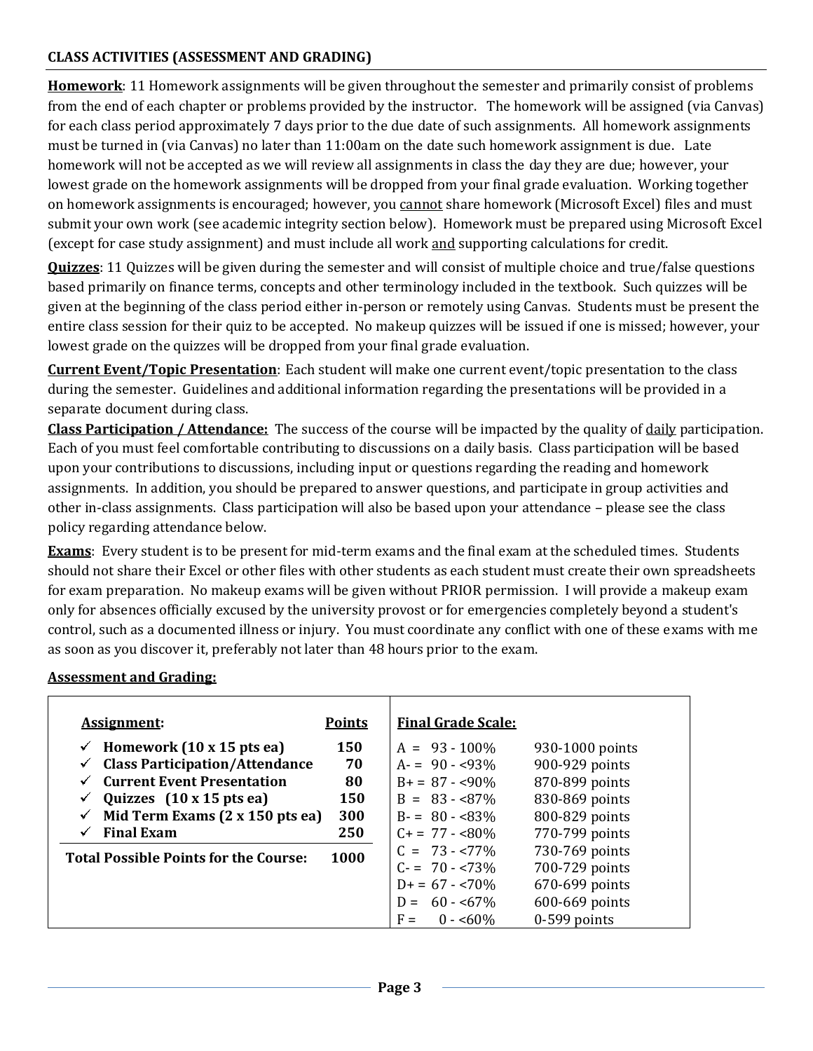## CLASS ACTIVITIES (ASSESSMENT AND GRADING)

**Homework**: 11 Homework assignments will be given throughout the semester and primarily consist of problems from the end of each chapter or problems provided by the instructor. The homework will be assigned (via Canvas) for each class period approximately 7 days prior to the due date of such assignments. All homework assignments must be turned in (via Canvas) no later than 11:00am on the date such homework assignment is due. Late homework will not be accepted as we will review all assignments in class the day they are due; however, your lowest grade on the homework assignments will be dropped from your final grade evaluation. Working together on homework assignments is encouraged; however, you cannot share homework (Microsoft Excel) files and must submit your own work (see academic integrity section below). Homework must be prepared using Microsoft Excel (except for case study assignment) and must include all work and supporting calculations for credit.

**Quizzes**: 11 Quizzes will be given during the semester and will consist of multiple choice and true/false questions based primarily on finance terms, concepts and other terminology included in the textbook. Such quizzes will be given at the beginning of the class period either in-person or remotely using Canvas. Students must be present the entire class session for their quiz to be accepted. No makeup quizzes will be issued if one is missed; however, your lowest grade on the quizzes will be dropped from your final grade evaluation.

**Current Event/Topic Presentation**: Each student will make one current event/topic presentation to the class during the semester. Guidelines and additional information regarding the presentations will be provided in a separate document during class.

**Class Participation / Attendance:** The success of the course will be impacted by the quality of daily participation. Each of you must feel comfortable contributing to discussions on a daily basis. Class participation will be based upon your contributions to discussions, including input or questions regarding the reading and homework assignments. In addition, you should be prepared to answer questions, and participate in group activities and other in-class assignments. Class participation will also be based upon your attendance – please see the class policy regarding attendance below.

**Exams**: Every student is to be present for mid-term exams and the final exam at the scheduled times. Students should not share their Excel or other files with other students as each student must create their own spreadsheets for exam preparation. No makeup exams will be given without PRIOR permission. I will provide a makeup exam only for absences officially excused by the university provost or for emergencies completely beyond a student's control, such as a documented illness or injury. You must coordinate any conflict with one of these exams with me as soon as you discover it, preferably not later than 48 hours prior to the exam.

**Assessment and Grading:**

| Assignment: | Points |
|---|---|
| ✓ **Homework (10 x 15 pts ea)** | **150** |
| ✓ **Class Participation/Attendance** | **70** |
| ✓ **Current Event Presentation** | **80** |
| ✓ **Quizzes (10 x 15 pts ea)** | **150** |
| ✓ **Mid Term Exams (2 x 150 pts ea)** | **300** |
| ✓ **Final Exam** | **250** |
| **Total Possible Points for the Course:** | **1000** |

| Final Grade Scale: | |
|---|---|
| A = 93 - 100% | 930-1000 points |
| A- = 90 - <93% | 900-929 points |
| B+ = 87 - <90% | 870-899 points |
| B = 83 - <87% | 830-869 points |
| B- = 80 - <83% | 800-829 points |
| C+ = 77 - <80% | 770-799 points |
| C = 73 - <77% | 730-769 points |
| C- = 70 - <73% | 700-729 points |
| D+ = 67 - <70% | 670-699 points |
| D = 60 - <67% | 600-669 points |
| F = 0 - <60% | 0-599 points |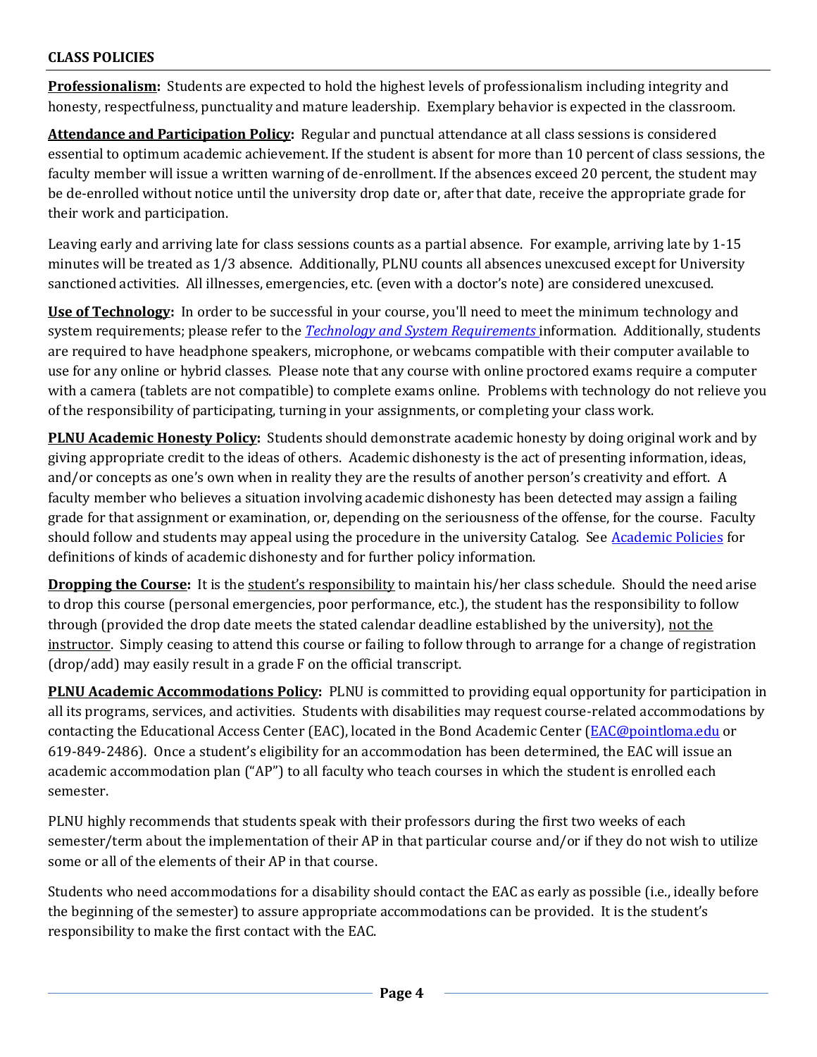## CLASS POLICIES

**Professionalism:** Students are expected to hold the highest levels of professionalism including integrity and honesty, respectfulness, punctuality and mature leadership. Exemplary behavior is expected in the classroom.

**Attendance and Participation Policy:** Regular and punctual attendance at all class sessions is considered essential to optimum academic achievement. If the student is absent for more than 10 percent of class sessions, the faculty member will issue a written warning of de-enrollment. If the absences exceed 20 percent, the student may be de-enrolled without notice until the university drop date or, after that date, receive the appropriate grade for their work and participation.

Leaving early and arriving late for class sessions counts as a partial absence. For example, arriving late by 1-15 minutes will be treated as 1/3 absence. Additionally, PLNU counts all absences unexcused except for University sanctioned activities. All illnesses, emergencies, etc. (even with a doctor's note) are considered unexcused.

**Use of Technology:** In order to be successful in your course, you'll need to meet the minimum technology and system requirements; please refer to the *Technology and System Requirements* information. Additionally, students are required to have headphone speakers, microphone, or webcams compatible with their computer available to use for any online or hybrid classes. Please note that any course with online proctored exams require a computer with a camera (tablets are not compatible) to complete exams online. Problems with technology do not relieve you of the responsibility of participating, turning in your assignments, or completing your class work.

**PLNU Academic Honesty Policy:** Students should demonstrate academic honesty by doing original work and by giving appropriate credit to the ideas of others. Academic dishonesty is the act of presenting information, ideas, and/or concepts as one's own when in reality they are the results of another person's creativity and effort. A faculty member who believes a situation involving academic dishonesty has been detected may assign a failing grade for that assignment or examination, or, depending on the seriousness of the offense, for the course. Faculty should follow and students may appeal using the procedure in the university Catalog. See Academic Policies for definitions of kinds of academic dishonesty and for further policy information.

**Dropping the Course:** It is the student's responsibility to maintain his/her class schedule. Should the need arise to drop this course (personal emergencies, poor performance, etc.), the student has the responsibility to follow through (provided the drop date meets the stated calendar deadline established by the university), not the instructor. Simply ceasing to attend this course or failing to follow through to arrange for a change of registration (drop/add) may easily result in a grade F on the official transcript.

**PLNU Academic Accommodations Policy:** PLNU is committed to providing equal opportunity for participation in all its programs, services, and activities. Students with disabilities may request course-related accommodations by contacting the Educational Access Center (EAC), located in the Bond Academic Center (EAC@pointloma.edu or 619-849-2486). Once a student's eligibility for an accommodation has been determined, the EAC will issue an academic accommodation plan ("AP") to all faculty who teach courses in which the student is enrolled each semester.

PLNU highly recommends that students speak with their professors during the first two weeks of each semester/term about the implementation of their AP in that particular course and/or if they do not wish to utilize some or all of the elements of their AP in that course.

Students who need accommodations for a disability should contact the EAC as early as possible (i.e., ideally before the beginning of the semester) to assure appropriate accommodations can be provided. It is the student's responsibility to make the first contact with the EAC.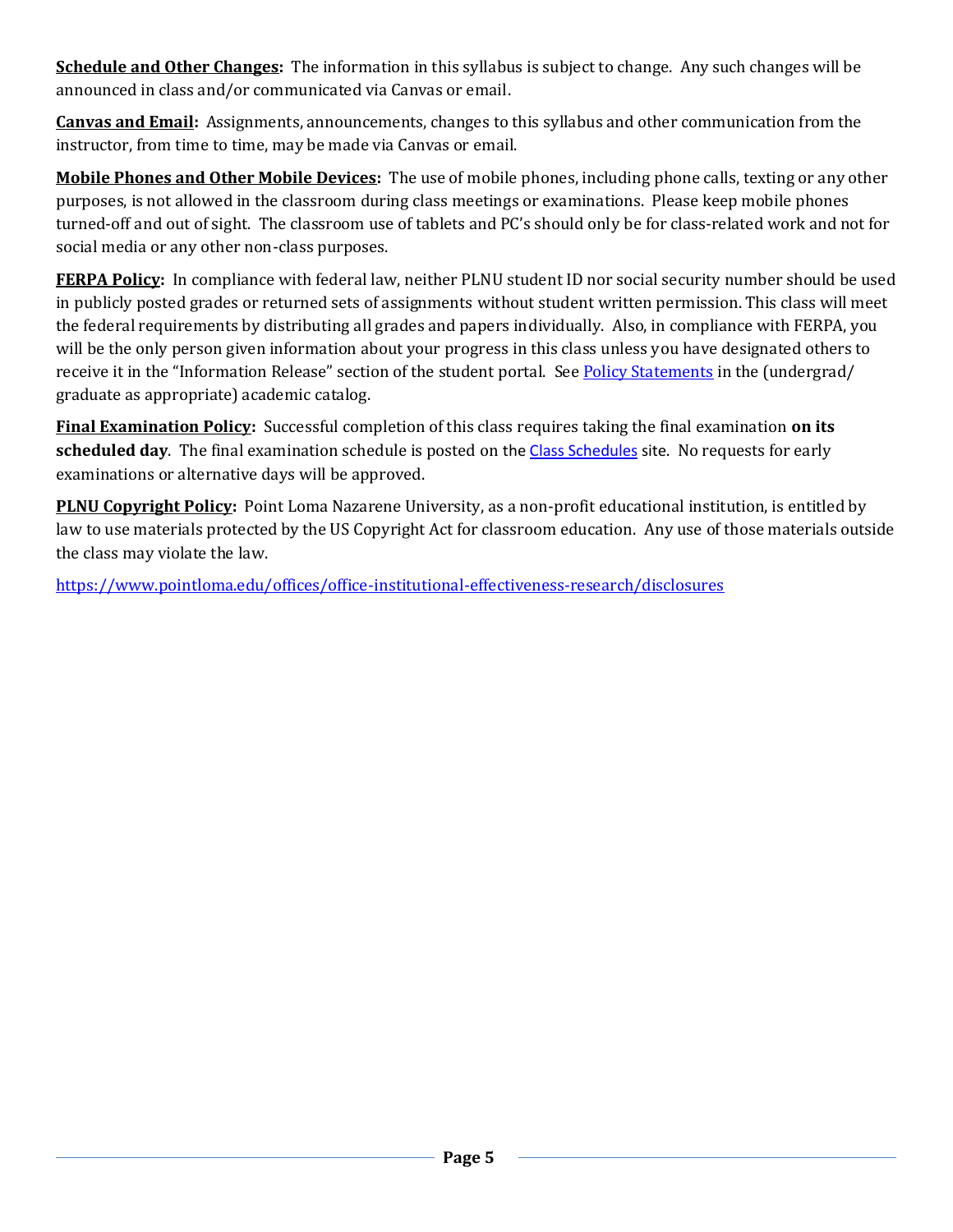**Schedule and Other Changes:** The information in this syllabus is subject to change. Any such changes will be announced in class and/or communicated via Canvas or email.

**Canvas and Email:** Assignments, announcements, changes to this syllabus and other communication from the instructor, from time to time, may be made via Canvas or email.

**Mobile Phones and Other Mobile Devices:** The use of mobile phones, including phone calls, texting or any other purposes, is not allowed in the classroom during class meetings or examinations. Please keep mobile phones turned-off and out of sight. The classroom use of tablets and PC's should only be for class-related work and not for social media or any other non-class purposes.

**FERPA Policy:** In compliance with federal law, neither PLNU student ID nor social security number should be used in publicly posted grades or returned sets of assignments without student written permission. This class will meet the federal requirements by distributing all grades and papers individually. Also, in compliance with FERPA, you will be the only person given information about your progress in this class unless you have designated others to receive it in the "Information Release" section of the student portal. See Policy Statements in the (undergrad/ graduate as appropriate) academic catalog.

**Final Examination Policy:** Successful completion of this class requires taking the final examination **on its scheduled day**. The final examination schedule is posted on the Class Schedules site. No requests for early examinations or alternative days will be approved.

**PLNU Copyright Policy:** Point Loma Nazarene University, as a non-profit educational institution, is entitled by law to use materials protected by the US Copyright Act for classroom education. Any use of those materials outside the class may violate the law.

https://www.pointloma.edu/offices/office-institutional-effectiveness-research/disclosures